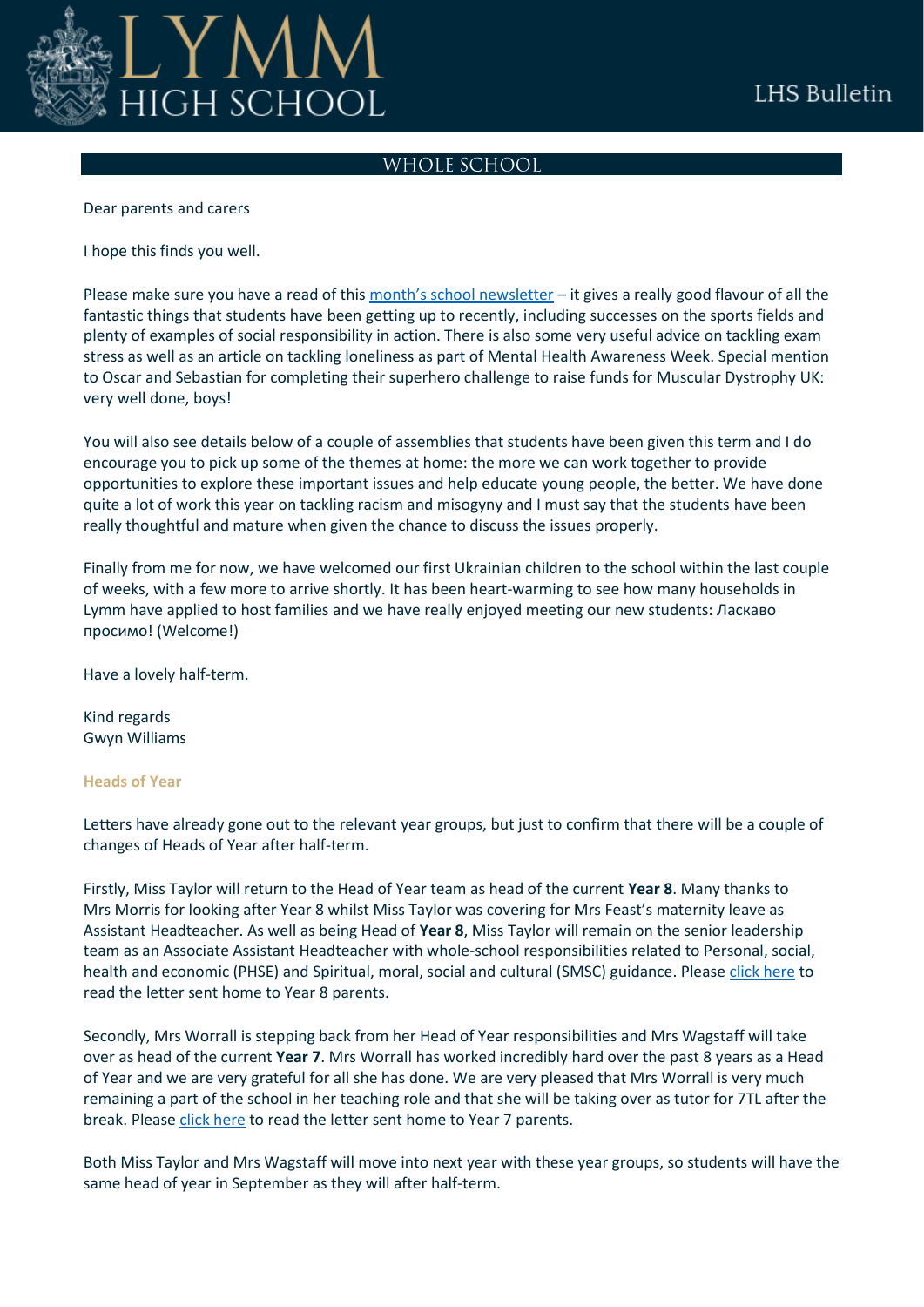# LYMM HIGH SCHOOL

LHS Bulletin

## WHOLE SCHOOL

Dear parents and carers

I hope this finds you well.

Please make sure you have a read of this month's school newsletter – it gives a really good flavour of all the fantastic things that students have been getting up to recently, including successes on the sports fields and plenty of examples of social responsibility in action. There is also some very useful advice on tackling exam stress as well as an article on tackling loneliness as part of Mental Health Awareness Week. Special mention to Oscar and Sebastian for completing their superhero challenge to raise funds for Muscular Dystrophy UK: very well done, boys!

You will also see details below of a couple of assemblies that students have been given this term and I do encourage you to pick up some of the themes at home: the more we can work together to provide opportunities to explore these important issues and help educate young people, the better. We have done quite a lot of work this year on tackling racism and misogyny and I must say that the students have been really thoughtful and mature when given the chance to discuss the issues properly.

Finally from me for now, we have welcomed our first Ukrainian children to the school within the last couple of weeks, with a few more to arrive shortly. It has been heart-warming to see how many households in Lymm have applied to host families and we have really enjoyed meeting our new students: Ласкаво просимо! (Welcome!)

Have a lovely half-term.

Kind regards
Gwyn Williams

### Heads of Year

Letters have already gone out to the relevant year groups, but just to confirm that there will be a couple of changes of Heads of Year after half-term.

Firstly, Miss Taylor will return to the Head of Year team as head of the current **Year 8**. Many thanks to Mrs Morris for looking after Year 8 whilst Miss Taylor was covering for Mrs Feast's maternity leave as Assistant Headteacher. As well as being Head of **Year 8**, Miss Taylor will remain on the senior leadership team as an Associate Assistant Headteacher with whole-school responsibilities related to Personal, social, health and economic (PHSE) and Spiritual, moral, social and cultural (SMSC) guidance. Please click here to read the letter sent home to Year 8 parents.

Secondly, Mrs Worrall is stepping back from her Head of Year responsibilities and Mrs Wagstaff will take over as head of the current **Year 7**. Mrs Worrall has worked incredibly hard over the past 8 years as a Head of Year and we are very grateful for all she has done. We are very pleased that Mrs Worrall is very much remaining a part of the school in her teaching role and that she will be taking over as tutor for 7TL after the break. Please click here to read the letter sent home to Year 7 parents.

Both Miss Taylor and Mrs Wagstaff will move into next year with these year groups, so students will have the same head of year in September as they will after half-term.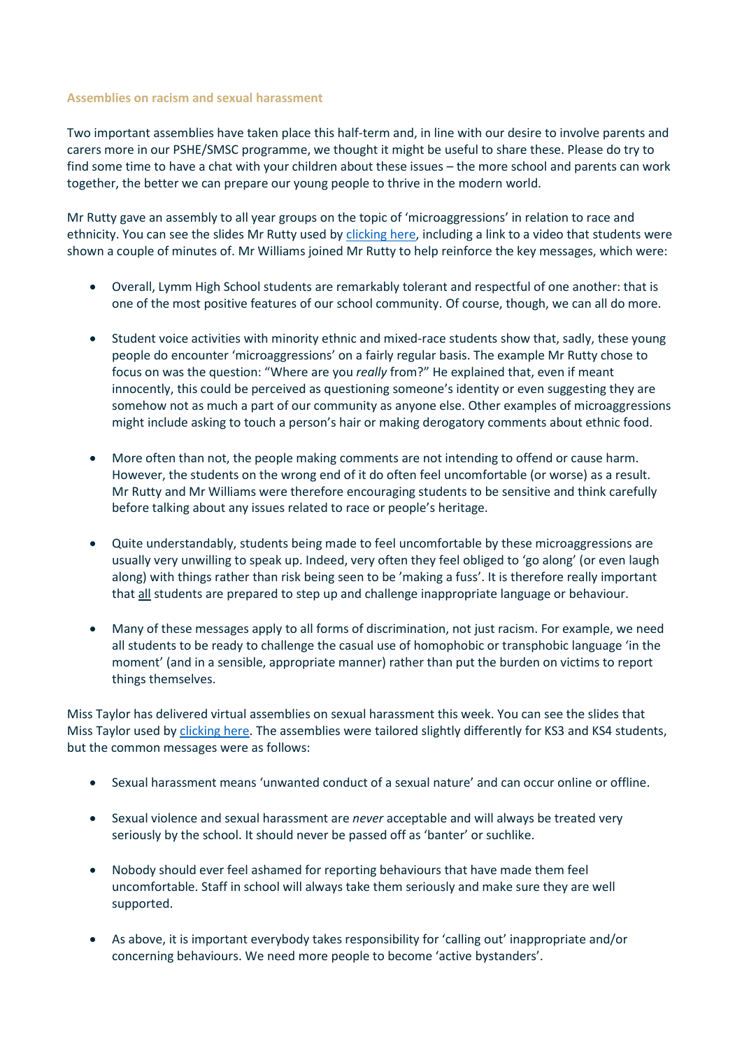### Assemblies on racism and sexual harassment

Two important assemblies have taken place this half-term and, in line with our desire to involve parents and carers more in our PSHE/SMSC programme, we thought it might be useful to share these. Please do try to find some time to have a chat with your children about these issues – the more school and parents can work together, the better we can prepare our young people to thrive in the modern world.

Mr Rutty gave an assembly to all year groups on the topic of 'microaggressions' in relation to race and ethnicity. You can see the slides Mr Rutty used by clicking here, including a link to a video that students were shown a couple of minutes of. Mr Williams joined Mr Rutty to help reinforce the key messages, which were:

- Overall, Lymm High School students are remarkably tolerant and respectful of one another: that is one of the most positive features of our school community. Of course, though, we can all do more.
- Student voice activities with minority ethnic and mixed-race students show that, sadly, these young people do encounter 'microaggressions' on a fairly regular basis. The example Mr Rutty chose to focus on was the question: "Where are you *really* from?" He explained that, even if meant innocently, this could be perceived as questioning someone's identity or even suggesting they are somehow not as much a part of our community as anyone else. Other examples of microaggressions might include asking to touch a person's hair or making derogatory comments about ethnic food.
- More often than not, the people making comments are not intending to offend or cause harm. However, the students on the wrong end of it do often feel uncomfortable (or worse) as a result. Mr Rutty and Mr Williams were therefore encouraging students to be sensitive and think carefully before talking about any issues related to race or people's heritage.
- Quite understandably, students being made to feel uncomfortable by these microaggressions are usually very unwilling to speak up. Indeed, very often they feel obliged to 'go along' (or even laugh along) with things rather than risk being seen to be 'making a fuss'. It is therefore really important that <u>all</u> students are prepared to step up and challenge inappropriate language or behaviour.
- Many of these messages apply to all forms of discrimination, not just racism. For example, we need all students to be ready to challenge the casual use of homophobic or transphobic language 'in the moment' (and in a sensible, appropriate manner) rather than put the burden on victims to report things themselves.

Miss Taylor has delivered virtual assemblies on sexual harassment this week. You can see the slides that Miss Taylor used by clicking here. The assemblies were tailored slightly differently for KS3 and KS4 students, but the common messages were as follows:

- Sexual harassment means 'unwanted conduct of a sexual nature' and can occur online or offline.
- Sexual violence and sexual harassment are *never* acceptable and will always be treated very seriously by the school. It should never be passed off as 'banter' or suchlike.
- Nobody should ever feel ashamed for reporting behaviours that have made them feel uncomfortable. Staff in school will always take them seriously and make sure they are well supported.
- As above, it is important everybody takes responsibility for 'calling out' inappropriate and/or concerning behaviours. We need more people to become 'active bystanders'.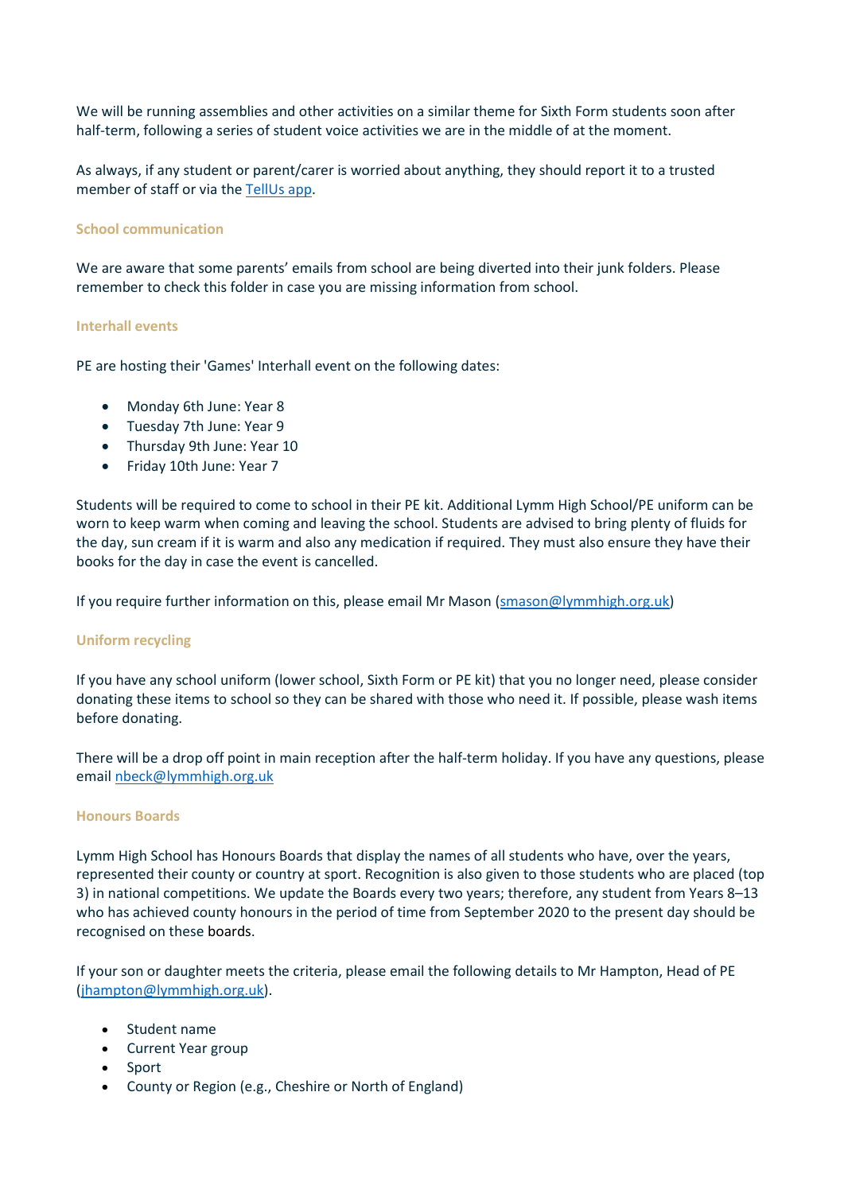We will be running assemblies and other activities on a similar theme for Sixth Form students soon after half-term, following a series of student voice activities we are in the middle of at the moment.

As always, if any student or parent/carer is worried about anything, they should report it to a trusted member of staff or via the [TellUs app](TellUs app).

### School communication

We are aware that some parents' emails from school are being diverted into their junk folders. Please remember to check this folder in case you are missing information from school.

### Interhall events

PE are hosting their 'Games' Interhall event on the following dates:

- Monday 6th June: Year 8
- Tuesday 7th June: Year 9
- Thursday 9th June: Year 10
- Friday 10th June: Year 7

Students will be required to come to school in their PE kit. Additional Lymm High School/PE uniform can be worn to keep warm when coming and leaving the school. Students are advised to bring plenty of fluids for the day, sun cream if it is warm and also any medication if required. They must also ensure they have their books for the day in case the event is cancelled.

If you require further information on this, please email Mr Mason (smason@lymmhigh.org.uk)

### Uniform recycling

If you have any school uniform (lower school, Sixth Form or PE kit) that you no longer need, please consider donating these items to school so they can be shared with those who need it. If possible, please wash items before donating.

There will be a drop off point in main reception after the half-term holiday. If you have any questions, please email nbeck@lymmhigh.org.uk

### Honours Boards

Lymm High School has Honours Boards that display the names of all students who have, over the years, represented their county or country at sport. Recognition is also given to those students who are placed (top 3) in national competitions. We update the Boards every two years; therefore, any student from Years 8–13 who has achieved county honours in the period of time from September 2020 to the present day should be recognised on these boards.

If your son or daughter meets the criteria, please email the following details to Mr Hampton, Head of PE (jhampton@lymmhigh.org.uk).

- Student name
- Current Year group
- Sport
- County or Region (e.g., Cheshire or North of England)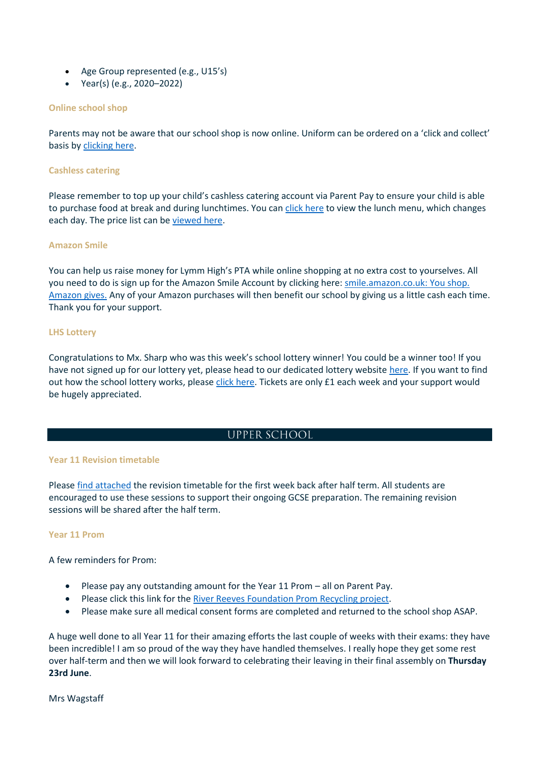- Age Group represented (e.g., U15's)
- Year(s) (e.g., 2020–2022)

### Online school shop

Parents may not be aware that our school shop is now online. Uniform can be ordered on a 'click and collect' basis by clicking here.

### Cashless catering

Please remember to top up your child's cashless catering account via Parent Pay to ensure your child is able to purchase food at break and during lunchtimes. You can click here to view the lunch menu, which changes each day. The price list can be viewed here.

### Amazon Smile

You can help us raise money for Lymm High's PTA while online shopping at no extra cost to yourselves. All you need to do is sign up for the Amazon Smile Account by clicking here: smile.amazon.co.uk: You shop. Amazon gives. Any of your Amazon purchases will then benefit our school by giving us a little cash each time. Thank you for your support.

### LHS Lottery

Congratulations to Mx. Sharp who was this week's school lottery winner! You could be a winner too! If you have not signed up for our lottery yet, please head to our dedicated lottery website here. If you want to find out how the school lottery works, please click here. Tickets are only £1 each week and your support would be hugely appreciated.

## UPPER SCHOOL

### Year 11 Revision timetable

Please find attached the revision timetable for the first week back after half term. All students are encouraged to use these sessions to support their ongoing GCSE preparation. The remaining revision sessions will be shared after the half term.

### Year 11 Prom

A few reminders for Prom:

- Please pay any outstanding amount for the Year 11 Prom – all on Parent Pay.
- Please click this link for the River Reeves Foundation Prom Recycling project.
- Please make sure all medical consent forms are completed and returned to the school shop ASAP.

A huge well done to all Year 11 for their amazing efforts the last couple of weeks with their exams: they have been incredible! I am so proud of the way they have handled themselves. I really hope they get some rest over half-term and then we will look forward to celebrating their leaving in their final assembly on **Thursday 23rd June**.

Mrs Wagstaff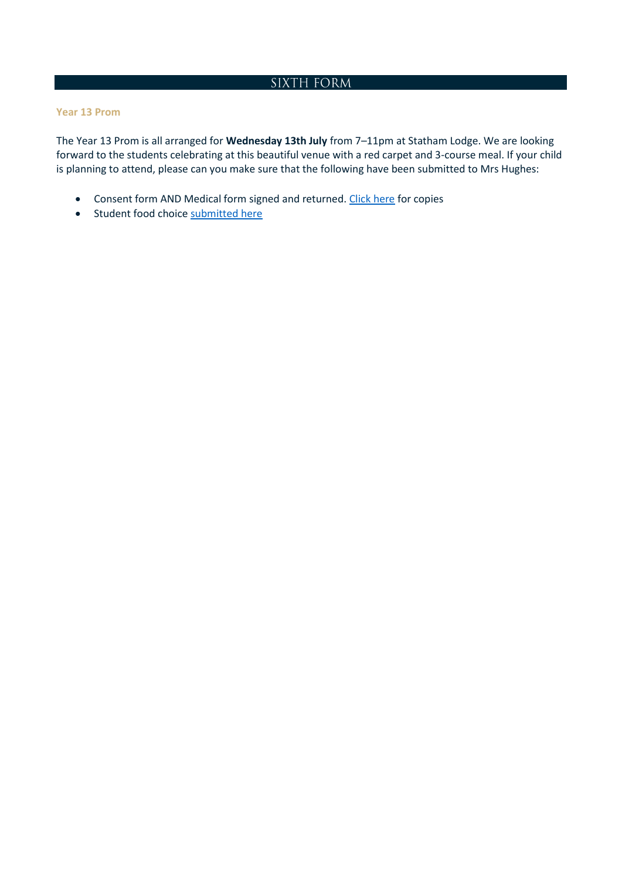# SIXTH FORM

## Year 13 Prom

The Year 13 Prom is all arranged for **Wednesday 13th July** from 7–11pm at Statham Lodge. We are looking forward to the students celebrating at this beautiful venue with a red carpet and 3-course meal. If your child is planning to attend, please can you make sure that the following have been submitted to Mrs Hughes:

- Consent form AND Medical form signed and returned. Click here for copies
- Student food choice submitted here